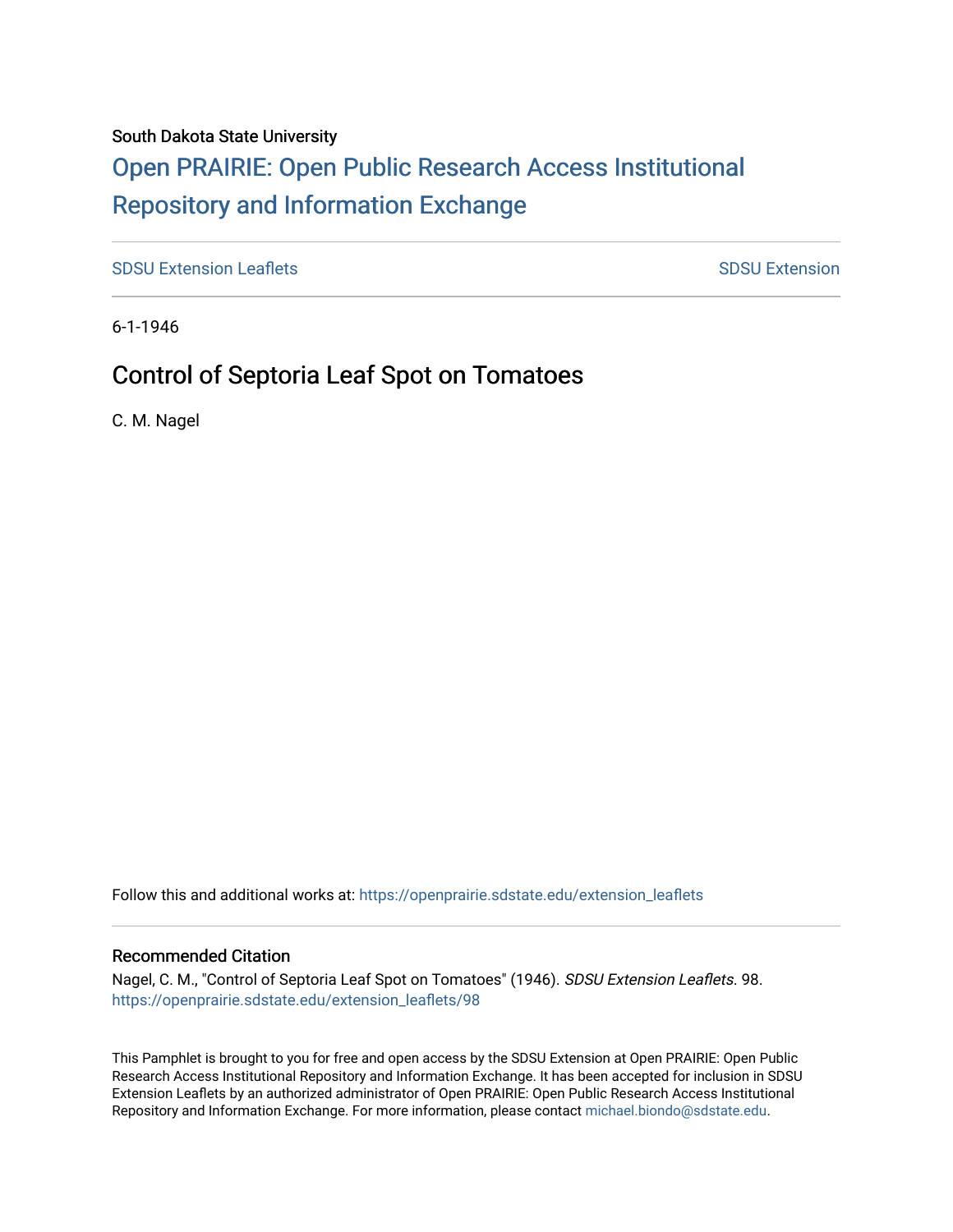South Dakota State University

# Open PRAIRIE: Open Public Research Access Institutional Repository and Information Exchange

SDSU Extension Leaflets SDSU Extension

6-1-1946

## Control of Septoria Leaf Spot on Tomatoes

C. M. Nagel

Follow this and additional works at: https://openprairie.sdstate.edu/extension_leaflets

### Recommended Citation

Nagel, C. M., "Control of Septoria Leaf Spot on Tomatoes" (1946). *SDSU Extension Leaflets*. 98.
https://openprairie.sdstate.edu/extension_leaflets/98

This Pamphlet is brought to you for free and open access by the SDSU Extension at Open PRAIRIE: Open Public Research Access Institutional Repository and Information Exchange. It has been accepted for inclusion in SDSU Extension Leaflets by an authorized administrator of Open PRAIRIE: Open Public Research Access Institutional Repository and Information Exchange. For more information, please contact michael.biondo@sdstate.edu.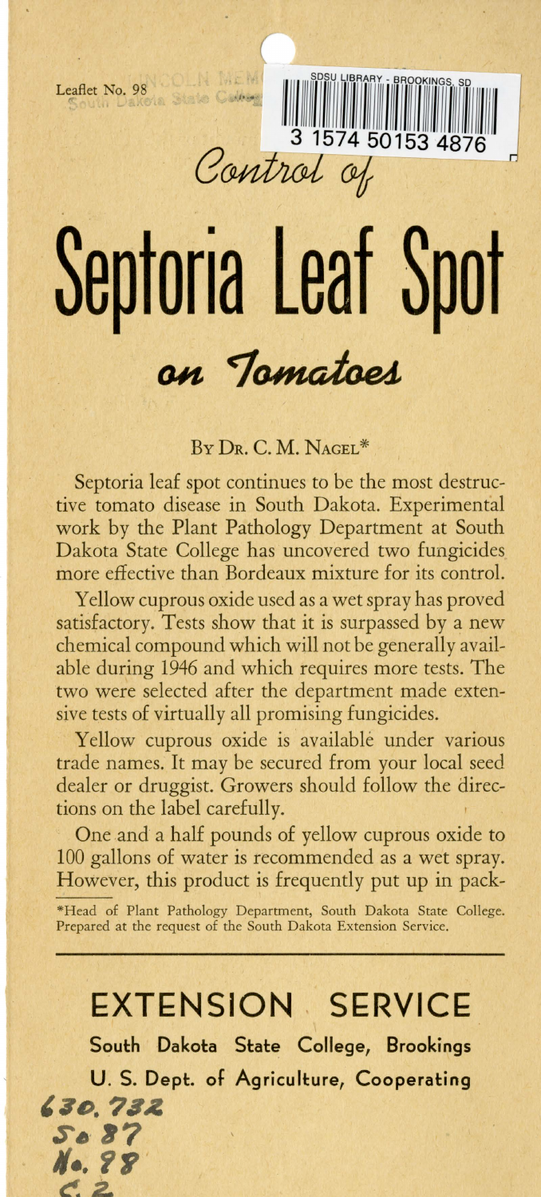Leaflet No. 98

# Control of Septoria Leaf Spot on Tomatoes

By Dr. C. M. Nagel*

Septoria leaf spot continues to be the most destructive tomato disease in South Dakota. Experimental work by the Plant Pathology Department at South Dakota State College has uncovered two fungicides more effective than Bordeaux mixture for its control.

Yellow cuprous oxide used as a wet spray has proved satisfactory. Tests show that it is surpassed by a new chemical compound which will not be generally available during 1946 and which requires more tests. The two were selected after the department made extensive tests of virtually all promising fungicides.

Yellow cuprous oxide is available under various trade names. It may be secured from your local seed dealer or druggist. Growers should follow the directions on the label carefully.

One and a half pounds of yellow cuprous oxide to 100 gallons of water is recommended as a wet spray. However, this product is frequently put up in pack-

*Head of Plant Pathology Department, South Dakota State College. Prepared at the request of the South Dakota Extension Service.

## EXTENSION SERVICE

**South Dakota State College, Brookings**

**U. S. Dept. of Agriculture, Cooperating**

630.732
So 87
No. 98
c. 2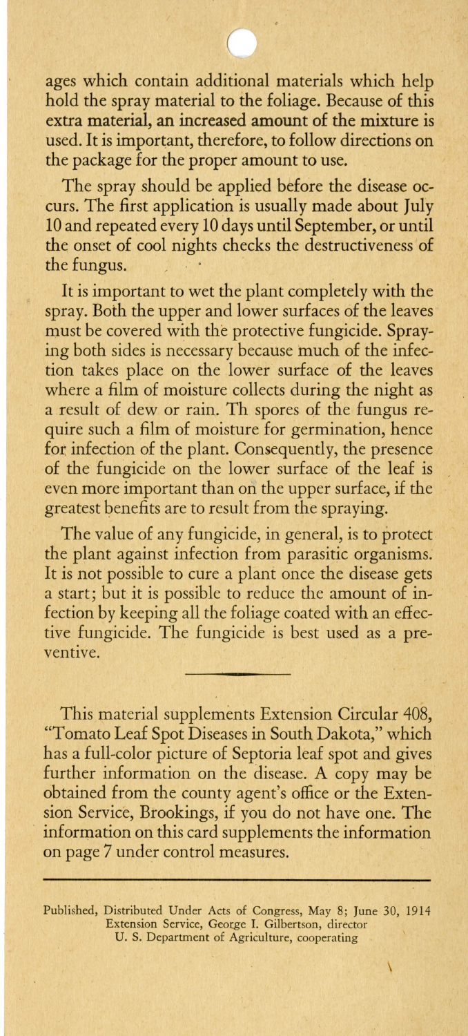ages which contain additional materials which help hold the spray material to the foliage. Because of this extra material, an increased amount of the mixture is used. It is important, therefore, to follow directions on the package for the proper amount to use.

The spray should be applied before the disease occurs. The first application is usually made about July 10 and repeated every 10 days until September, or until the onset of cool nights checks the destructiveness of the fungus.

It is important to wet the plant completely with the spray. Both the upper and lower surfaces of the leaves must be covered with the protective fungicide. Spraying both sides is necessary because much of the infection takes place on the lower surface of the leaves where a film of moisture collects during the night as a result of dew or rain. Th spores of the fungus require such a film of moisture for germination, hence for infection of the plant. Consequently, the presence of the fungicide on the lower surface of the leaf is even more important than on the upper surface, if the greatest benefits are to result from the spraying.

The value of any fungicide, in general, is to protect the plant against infection from parasitic organisms. It is not possible to cure a plant once the disease gets a start; but it is possible to reduce the amount of infection by keeping all the foliage coated with an effective fungicide. The fungicide is best used as a preventive.

---

This material supplements Extension Circular 408, "Tomato Leaf Spot Diseases in South Dakota," which has a full-color picture of Septoria leaf spot and gives further information on the disease. A copy may be obtained from the county agent's office or the Extension Service, Brookings, if you do not have one. The information on this card supplements the information on page 7 under control measures.

---

Published, Distributed Under Acts of Congress, May 8; June 30, 1914
Extension Service, George I. Gilbertson, director
U. S. Department of Agriculture, cooperating